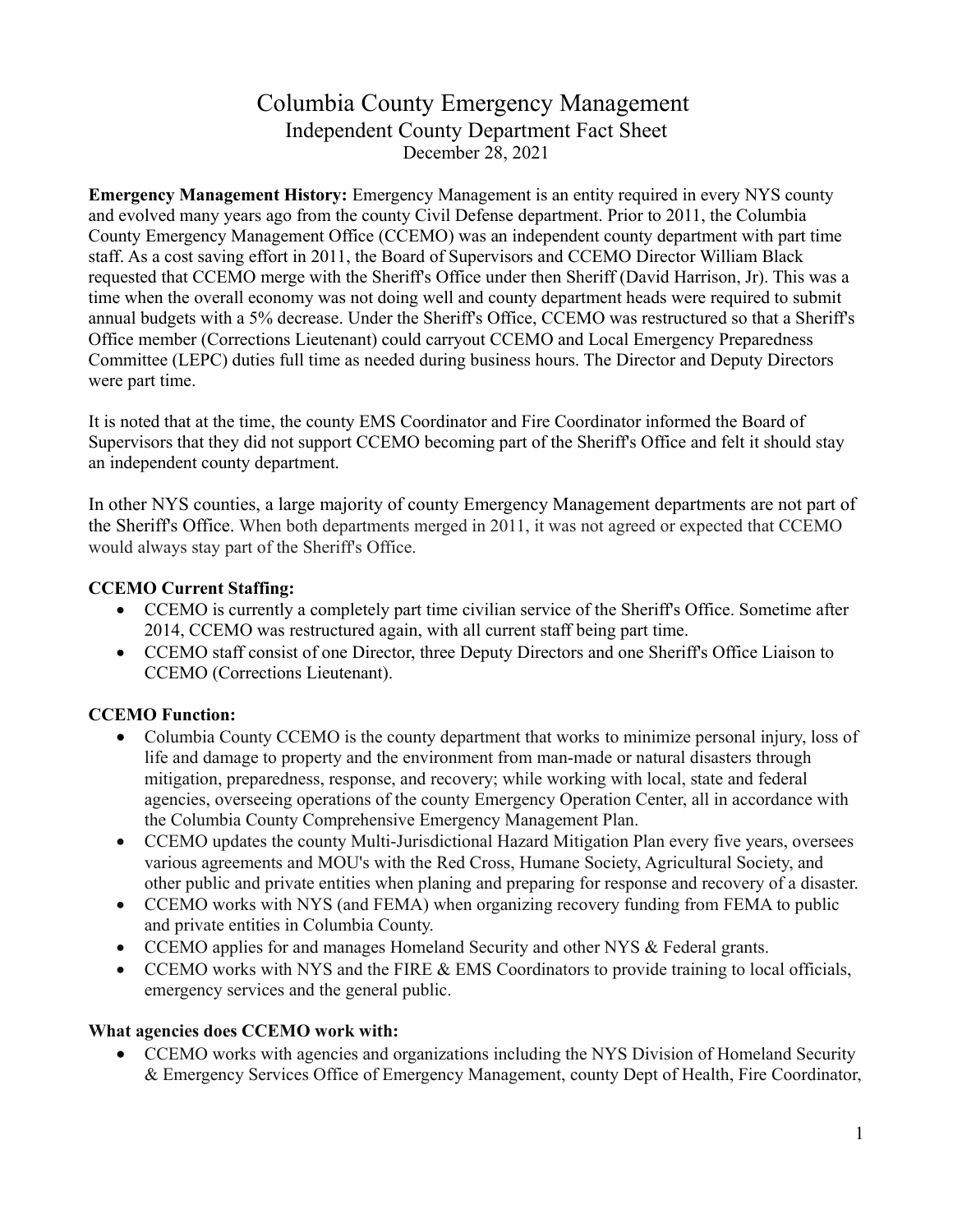# Columbia County Emergency Management

## Independent County Department Fact Sheet

December 28, 2021

**Emergency Management History:** Emergency Management is an entity required in every NYS county and evolved many years ago from the county Civil Defense department. Prior to 2011, the Columbia County Emergency Management Office (CCEMO) was an independent county department with part time staff. As a cost saving effort in 2011, the Board of Supervisors and CCEMO Director William Black requested that CCEMO merge with the Sheriff's Office under then Sheriff (David Harrison, Jr). This was a time when the overall economy was not doing well and county department heads were required to submit annual budgets with a 5% decrease. Under the Sheriff's Office, CCEMO was restructured so that a Sheriff's Office member (Corrections Lieutenant) could carryout CCEMO and Local Emergency Preparedness Committee (LEPC) duties full time as needed during business hours. The Director and Deputy Directors were part time.

It is noted that at the time, the county EMS Coordinator and Fire Coordinator informed the Board of Supervisors that they did not support CCEMO becoming part of the Sheriff's Office and felt it should stay an independent county department.

In other NYS counties, a large majority of county Emergency Management departments are not part of the Sheriff's Office. When both departments merged in 2011, it was not agreed or expected that CCEMO would always stay part of the Sheriff's Office.

**CCEMO Current Staffing:**

- CCEMO is currently a completely part time civilian service of the Sheriff's Office. Sometime after 2014, CCEMO was restructured again, with all current staff being part time.
- CCEMO staff consist of one Director, three Deputy Directors and one Sheriff's Office Liaison to CCEMO (Corrections Lieutenant).

**CCEMO Function:**

- Columbia County CCEMO is the county department that works to minimize personal injury, loss of life and damage to property and the environment from man-made or natural disasters through mitigation, preparedness, response, and recovery; while working with local, state and federal agencies, overseeing operations of the county Emergency Operation Center, all in accordance with the Columbia County Comprehensive Emergency Management Plan.
- CCEMO updates the county Multi-Jurisdictional Hazard Mitigation Plan every five years, oversees various agreements and MOU's with the Red Cross, Humane Society, Agricultural Society, and other public and private entities when planing and preparing for response and recovery of a disaster.
- CCEMO works with NYS (and FEMA) when organizing recovery funding from FEMA to public and private entities in Columbia County.
- CCEMO applies for and manages Homeland Security and other NYS & Federal grants.
- CCEMO works with NYS and the FIRE & EMS Coordinators to provide training to local officials, emergency services and the general public.

**What agencies does CCEMO work with:**

- CCEMO works with agencies and organizations including the NYS Division of Homeland Security & Emergency Services Office of Emergency Management, county Dept of Health, Fire Coordinator,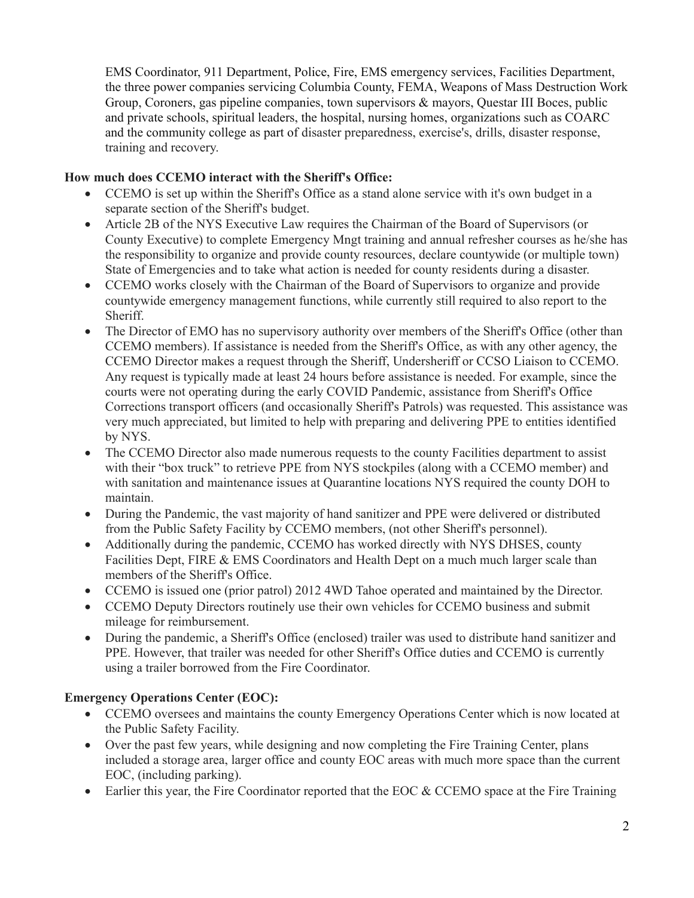EMS Coordinator, 911 Department, Police, Fire, EMS emergency services, Facilities Department, the three power companies servicing Columbia County, FEMA, Weapons of Mass Destruction Work Group, Coroners, gas pipeline companies, town supervisors & mayors, Questar III Boces, public and private schools, spiritual leaders, the hospital, nursing homes, organizations such as COARC and the community college as part of disaster preparedness, exercise's, drills, disaster response, training and recovery.

**How much does CCEMO interact with the Sheriff's Office:**

- CCEMO is set up within the Sheriff's Office as a stand alone service with it's own budget in a separate section of the Sheriff's budget.
- Article 2B of the NYS Executive Law requires the Chairman of the Board of Supervisors (or County Executive) to complete Emergency Mngt training and annual refresher courses as he/she has the responsibility to organize and provide county resources, declare countywide (or multiple town) State of Emergencies and to take what action is needed for county residents during a disaster.
- CCEMO works closely with the Chairman of the Board of Supervisors to organize and provide countywide emergency management functions, while currently still required to also report to the Sheriff.
- The Director of EMO has no supervisory authority over members of the Sheriff's Office (other than CCEMO members). If assistance is needed from the Sheriff's Office, as with any other agency, the CCEMO Director makes a request through the Sheriff, Undersheriff or CCSO Liaison to CCEMO. Any request is typically made at least 24 hours before assistance is needed. For example, since the courts were not operating during the early COVID Pandemic, assistance from Sheriff's Office Corrections transport officers (and occasionally Sheriff's Patrols) was requested. This assistance was very much appreciated, but limited to help with preparing and delivering PPE to entities identified by NYS.
- The CCEMO Director also made numerous requests to the county Facilities department to assist with their "box truck" to retrieve PPE from NYS stockpiles (along with a CCEMO member) and with sanitation and maintenance issues at Quarantine locations NYS required the county DOH to maintain.
- During the Pandemic, the vast majority of hand sanitizer and PPE were delivered or distributed from the Public Safety Facility by CCEMO members, (not other Sheriff's personnel).
- Additionally during the pandemic, CCEMO has worked directly with NYS DHSES, county Facilities Dept, FIRE & EMS Coordinators and Health Dept on a much much larger scale than members of the Sheriff's Office.
- CCEMO is issued one (prior patrol) 2012 4WD Tahoe operated and maintained by the Director.
- CCEMO Deputy Directors routinely use their own vehicles for CCEMO business and submit mileage for reimbursement.
- During the pandemic, a Sheriff's Office (enclosed) trailer was used to distribute hand sanitizer and PPE. However, that trailer was needed for other Sheriff's Office duties and CCEMO is currently using a trailer borrowed from the Fire Coordinator.

**Emergency Operations Center (EOC):**

- CCEMO oversees and maintains the county Emergency Operations Center which is now located at the Public Safety Facility.
- Over the past few years, while designing and now completing the Fire Training Center, plans included a storage area, larger office and county EOC areas with much more space than the current EOC, (including parking).
- Earlier this year, the Fire Coordinator reported that the EOC & CCEMO space at the Fire Training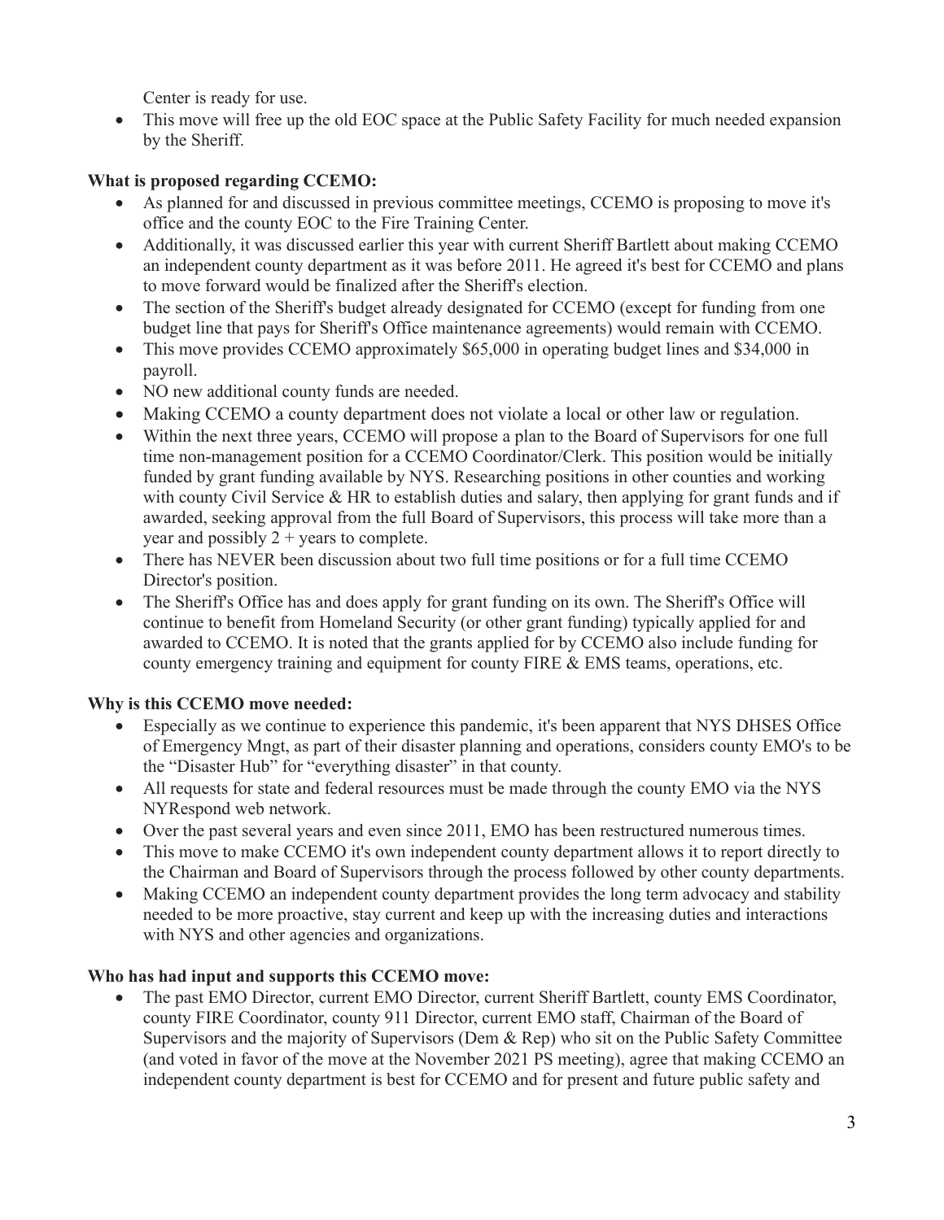Center is ready for use.

- This move will free up the old EOC space at the Public Safety Facility for much needed expansion by the Sheriff.

**What is proposed regarding CCEMO:**

- As planned for and discussed in previous committee meetings, CCEMO is proposing to move it's office and the county EOC to the Fire Training Center.
- Additionally, it was discussed earlier this year with current Sheriff Bartlett about making CCEMO an independent county department as it was before 2011. He agreed it's best for CCEMO and plans to move forward would be finalized after the Sheriff's election.
- The section of the Sheriff's budget already designated for CCEMO (except for funding from one budget line that pays for Sheriff's Office maintenance agreements) would remain with CCEMO.
- This move provides CCEMO approximately $65,000 in operating budget lines and $34,000 in payroll.
- NO new additional county funds are needed.
- Making CCEMO a county department does not violate a local or other law or regulation.
- Within the next three years, CCEMO will propose a plan to the Board of Supervisors for one full time non-management position for a CCEMO Coordinator/Clerk. This position would be initially funded by grant funding available by NYS. Researching positions in other counties and working with county Civil Service & HR to establish duties and salary, then applying for grant funds and if awarded, seeking approval from the full Board of Supervisors, this process will take more than a year and possibly 2 + years to complete.
- There has NEVER been discussion about two full time positions or for a full time CCEMO Director's position.
- The Sheriff's Office has and does apply for grant funding on its own. The Sheriff's Office will continue to benefit from Homeland Security (or other grant funding) typically applied for and awarded to CCEMO. It is noted that the grants applied for by CCEMO also include funding for county emergency training and equipment for county FIRE & EMS teams, operations, etc.

**Why is this CCEMO move needed:**

- Especially as we continue to experience this pandemic, it's been apparent that NYS DHSES Office of Emergency Mngt, as part of their disaster planning and operations, considers county EMO's to be the "Disaster Hub" for "everything disaster" in that county.
- All requests for state and federal resources must be made through the county EMO via the NYS NYRespond web network.
- Over the past several years and even since 2011, EMO has been restructured numerous times.
- This move to make CCEMO it's own independent county department allows it to report directly to the Chairman and Board of Supervisors through the process followed by other county departments.
- Making CCEMO an independent county department provides the long term advocacy and stability needed to be more proactive, stay current and keep up with the increasing duties and interactions with NYS and other agencies and organizations.

**Who has had input and supports this CCEMO move:**

- The past EMO Director, current EMO Director, current Sheriff Bartlett, county EMS Coordinator, county FIRE Coordinator, county 911 Director, current EMO staff, Chairman of the Board of Supervisors and the majority of Supervisors (Dem & Rep) who sit on the Public Safety Committee (and voted in favor of the move at the November 2021 PS meeting), agree that making CCEMO an independent county department is best for CCEMO and for present and future public safety and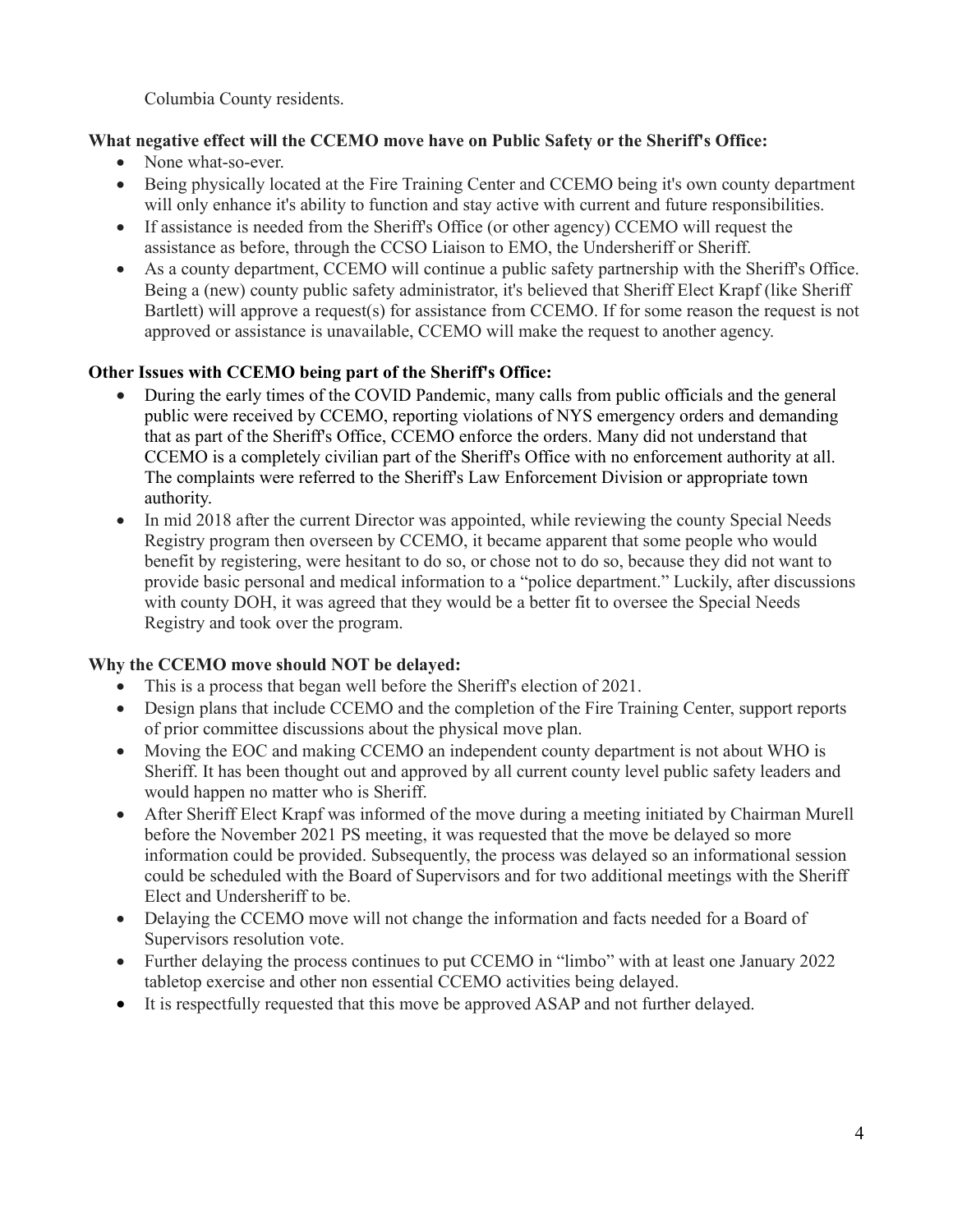Columbia County residents.

**What negative effect will the CCEMO move have on Public Safety or the Sheriff's Office:**

- None what-so-ever.
- Being physically located at the Fire Training Center and CCEMO being it's own county department will only enhance it's ability to function and stay active with current and future responsibilities.
- If assistance is needed from the Sheriff's Office (or other agency) CCEMO will request the assistance as before, through the CCSO Liaison to EMO, the Undersheriff or Sheriff.
- As a county department, CCEMO will continue a public safety partnership with the Sheriff's Office. Being a (new) county public safety administrator, it's believed that Sheriff Elect Krapf (like Sheriff Bartlett) will approve a request(s) for assistance from CCEMO. If for some reason the request is not approved or assistance is unavailable, CCEMO will make the request to another agency.

**Other Issues with CCEMO being part of the Sheriff's Office:**

- During the early times of the COVID Pandemic, many calls from public officials and the general public were received by CCEMO, reporting violations of NYS emergency orders and demanding that as part of the Sheriff's Office, CCEMO enforce the orders. Many did not understand that CCEMO is a completely civilian part of the Sheriff's Office with no enforcement authority at all. The complaints were referred to the Sheriff's Law Enforcement Division or appropriate town authority.
- In mid 2018 after the current Director was appointed, while reviewing the county Special Needs Registry program then overseen by CCEMO, it became apparent that some people who would benefit by registering, were hesitant to do so, or chose not to do so, because they did not want to provide basic personal and medical information to a "police department." Luckily, after discussions with county DOH, it was agreed that they would be a better fit to oversee the Special Needs Registry and took over the program.

**Why the CCEMO move should NOT be delayed:**

- This is a process that began well before the Sheriff's election of 2021.
- Design plans that include CCEMO and the completion of the Fire Training Center, support reports of prior committee discussions about the physical move plan.
- Moving the EOC and making CCEMO an independent county department is not about WHO is Sheriff. It has been thought out and approved by all current county level public safety leaders and would happen no matter who is Sheriff.
- After Sheriff Elect Krapf was informed of the move during a meeting initiated by Chairman Murell before the November 2021 PS meeting, it was requested that the move be delayed so more information could be provided. Subsequently, the process was delayed so an informational session could be scheduled with the Board of Supervisors and for two additional meetings with the Sheriff Elect and Undersheriff to be.
- Delaying the CCEMO move will not change the information and facts needed for a Board of Supervisors resolution vote.
- Further delaying the process continues to put CCEMO in "limbo" with at least one January 2022 tabletop exercise and other non essential CCEMO activities being delayed.
- It is respectfully requested that this move be approved ASAP and not further delayed.